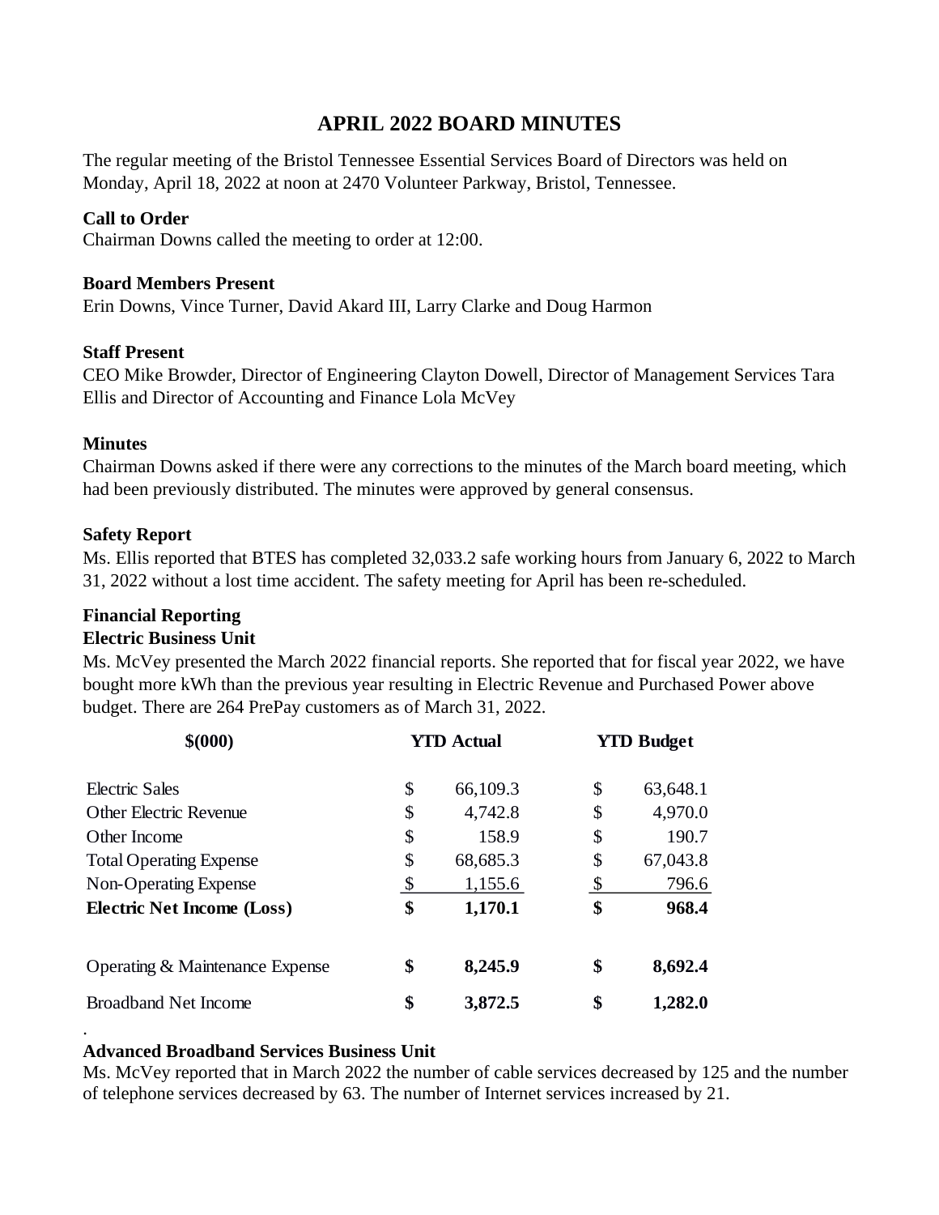# APRIL 2022 BOARD MINUTES

The regular meeting of the Bristol Tennessee Essential Services Board of Directors was held on Monday, April 18, 2022 at noon at 2470 Volunteer Parkway, Bristol, Tennessee.

**Call to Order**
Chairman Downs called the meeting to order at 12:00.

**Board Members Present**
Erin Downs, Vince Turner, David Akard III, Larry Clarke and Doug Harmon

**Staff Present**
CEO Mike Browder, Director of Engineering Clayton Dowell, Director of Management Services Tara Ellis and Director of Accounting and Finance Lola McVey

**Minutes**
Chairman Downs asked if there were any corrections to the minutes of the March board meeting, which had been previously distributed. The minutes were approved by general consensus.

**Safety Report**
Ms. Ellis reported that BTES has completed 32,033.2 safe working hours from January 6, 2022 to March 31, 2022 without a lost time accident. The safety meeting for April has been re-scheduled.

**Financial Reporting**
**Electric Business Unit**
Ms. McVey presented the March 2022 financial reports. She reported that for fiscal year 2022, we have bought more kWh than the previous year resulting in Electric Revenue and Purchased Power above budget. There are 264 PrePay customers as of March 31, 2022.

| $(000) | YTD Actual | YTD Budget |
|---|---|---|
| Electric Sales | $ 66,109.3 | $ 63,648.1 |
| Other Electric Revenue | $ 4,742.8 | $ 4,970.0 |
| Other Income | $ 158.9 | $ 190.7 |
| Total Operating Expense | $ 68,685.3 | $ 67,043.8 |
| Non-Operating Expense | $ 1,155.6 | $ 796.6 |
| **Electric Net Income (Loss)** | **$ 1,170.1** | **$ 968.4** |
| Operating & Maintenance Expense | **$ 8,245.9** | **$ 8,692.4** |
| Broadband Net Income | **$ 3,872.5** | **$ 1,282.0** |

**Advanced Broadband Services Business Unit**
Ms. McVey reported that in March 2022 the number of cable services decreased by 125 and the number of telephone services decreased by 63. The number of Internet services increased by 21.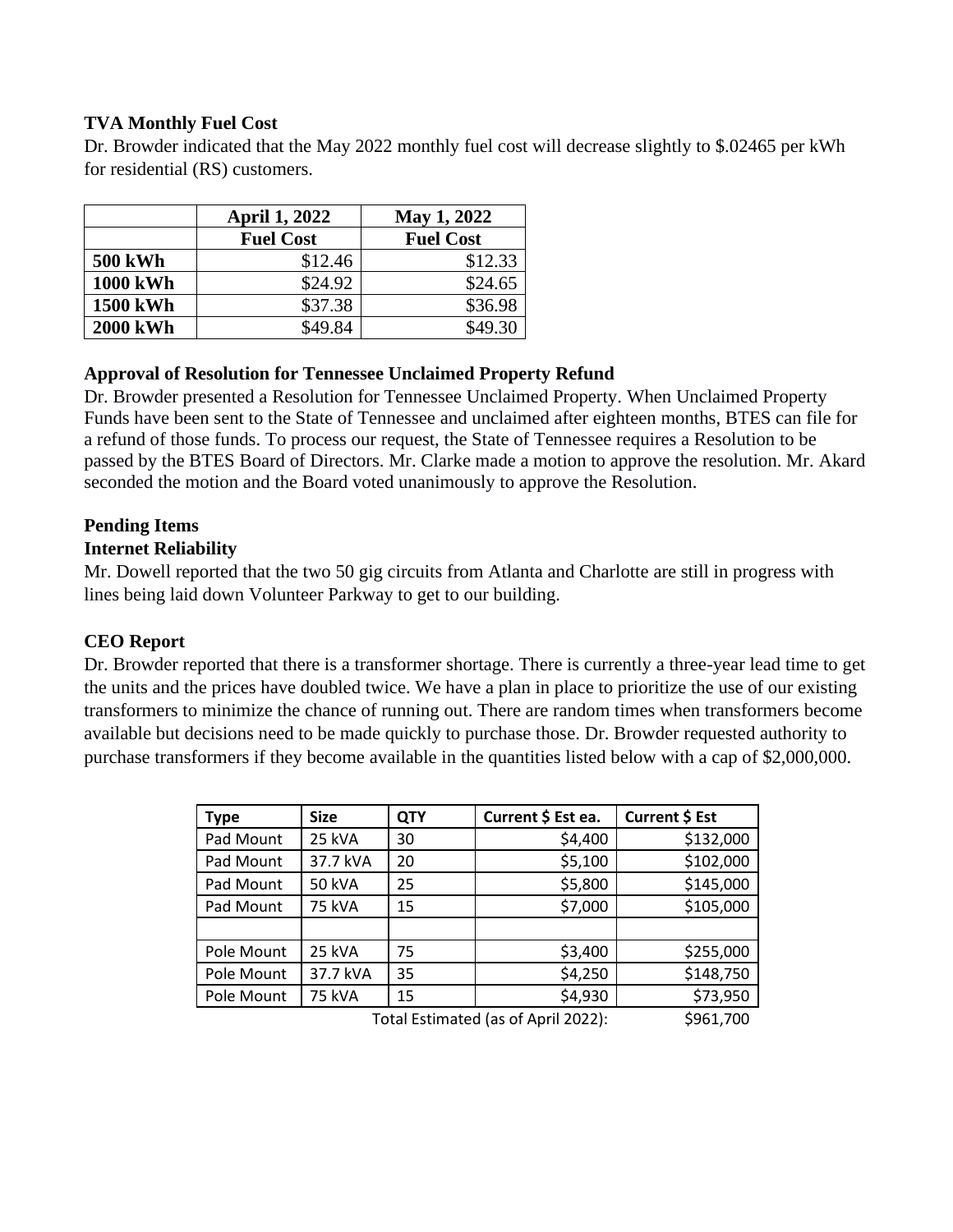**TVA Monthly Fuel Cost**

Dr. Browder indicated that the May 2022 monthly fuel cost will decrease slightly to $.02465 per kWh for residential (RS) customers.

| | April 1, 2022 | May 1, 2022 |
|---|---|---|
| | Fuel Cost | Fuel Cost |
| 500 kWh | $12.46 | $12.33 |
| 1000 kWh | $24.92 | $24.65 |
| 1500 kWh | $37.38 | $36.98 |
| 2000 kWh | $49.84 | $49.30 |

**Approval of Resolution for Tennessee Unclaimed Property Refund**

Dr. Browder presented a Resolution for Tennessee Unclaimed Property. When Unclaimed Property Funds have been sent to the State of Tennessee and unclaimed after eighteen months, BTES can file for a refund of those funds. To process our request, the State of Tennessee requires a Resolution to be passed by the BTES Board of Directors. Mr. Clarke made a motion to approve the resolution. Mr. Akard seconded the motion and the Board voted unanimously to approve the Resolution.

**Pending Items**

**Internet Reliability**

Mr. Dowell reported that the two 50 gig circuits from Atlanta and Charlotte are still in progress with lines being laid down Volunteer Parkway to get to our building.

**CEO Report**

Dr. Browder reported that there is a transformer shortage. There is currently a three-year lead time to get the units and the prices have doubled twice. We have a plan in place to prioritize the use of our existing transformers to minimize the chance of running out. There are random times when transformers become available but decisions need to be made quickly to purchase those. Dr. Browder requested authority to purchase transformers if they become available in the quantities listed below with a cap of $2,000,000.

| Type | Size | QTY | Current $ Est ea. | Current $ Est |
|---|---|---|---|---|
| Pad Mount | 25 kVA | 30 | $4,400 | $132,000 |
| Pad Mount | 37.7 kVA | 20 | $5,100 | $102,000 |
| Pad Mount | 50 kVA | 25 | $5,800 | $145,000 |
| Pad Mount | 75 kVA | 15 | $7,000 | $105,000 |
| | | | | |
| Pole Mount | 25 kVA | 75 | $3,400 | $255,000 |
| Pole Mount | 37.7 kVA | 35 | $4,250 | $148,750 |
| Pole Mount | 75 kVA | 15 | $4,930 | $73,950 |
| | | | Total Estimated (as of April 2022): | $961,700 |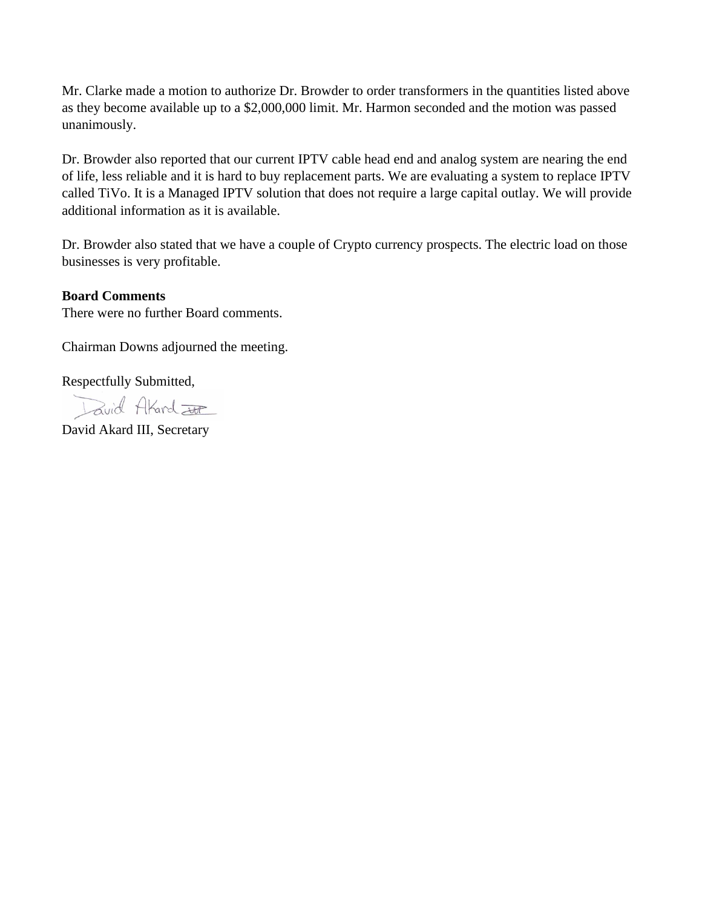Mr. Clarke made a motion to authorize Dr. Browder to order transformers in the quantities listed above as they become available up to a $2,000,000 limit. Mr. Harmon seconded and the motion was passed unanimously.

Dr. Browder also reported that our current IPTV cable head end and analog system are nearing the end of life, less reliable and it is hard to buy replacement parts. We are evaluating a system to replace IPTV called TiVo. It is a Managed IPTV solution that does not require a large capital outlay. We will provide additional information as it is available.

Dr. Browder also stated that we have a couple of Crypto currency prospects. The electric load on those businesses is very profitable.

**Board Comments**
There were no further Board comments.

Chairman Downs adjourned the meeting.

Respectfully Submitted,

David Akard III

David Akard III, Secretary